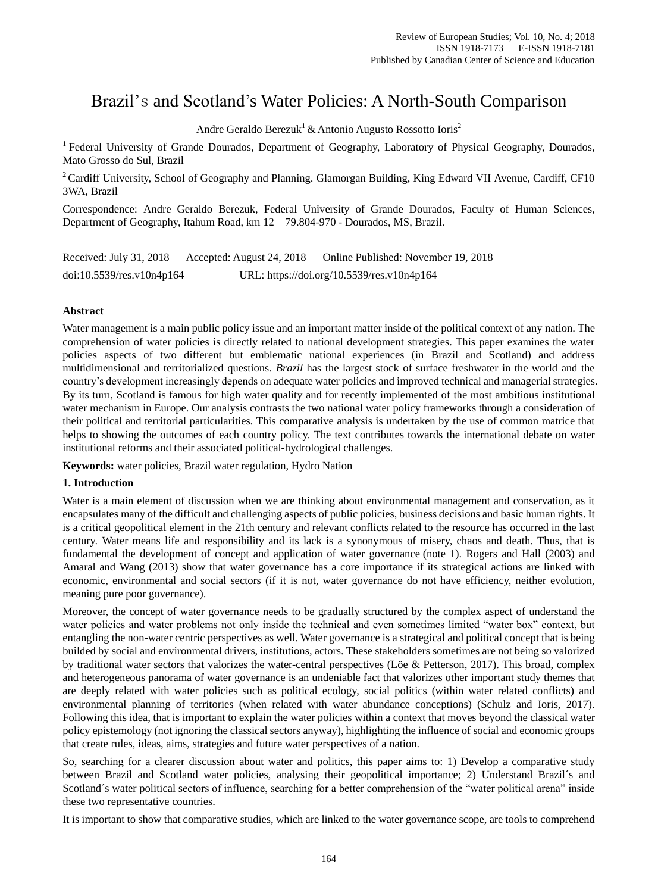# Brazil's and Scotland's Water Policies: A North-South Comparison

Andre Geraldo Berezuk[1] & Antonio Augusto Rossotto Ioris[2]

[1] Federal University of Grande Dourados, Department of Geography, Laboratory of Physical Geography, Dourados, Mato Grosso do Sul, Brazil

[2] Cardiff University, School of Geography and Planning. Glamorgan Building, King Edward VII Avenue, Cardiff, CF10 3WA, Brazil

Correspondence: Andre Geraldo Berezuk, Federal University of Grande Dourados, Faculty of Human Sciences, Department of Geography, Itahum Road, km 12 – 79.804-970 - Dourados, MS, Brazil.

Received: July 31, 2018 Accepted: August 24, 2018 Online Published: November 19, 2018

doi:10.5539/res.v10n4p164 URL: https://doi.org/10.5539/res.v10n4p164

## Abstract

Water management is a main public policy issue and an important matter inside of the political context of any nation. The comprehension of water policies is directly related to national development strategies. This paper examines the water policies aspects of two different but emblematic national experiences (in Brazil and Scotland) and address multidimensional and territorialized questions. *Brazil* has the largest stock of surface freshwater in the world and the country's development increasingly depends on adequate water policies and improved technical and managerial strategies. By its turn, Scotland is famous for high water quality and for recently implemented of the most ambitious institutional water mechanism in Europe. Our analysis contrasts the two national water policy frameworks through a consideration of their political and territorial particularities. This comparative analysis is undertaken by the use of common matrice that helps to showing the outcomes of each country policy. The text contributes towards the international debate on water institutional reforms and their associated political-hydrological challenges.

**Keywords:** water policies, Brazil water regulation, Hydro Nation

## 1. Introduction

Water is a main element of discussion when we are thinking about environmental management and conservation, as it encapsulates many of the difficult and challenging aspects of public policies, business decisions and basic human rights. It is a critical geopolitical element in the 21th century and relevant conflicts related to the resource has occurred in the last century. Water means life and responsibility and its lack is a synonymous of misery, chaos and death. Thus, that is fundamental the development of concept and application of water governance (note 1). Rogers and Hall (2003) and Amaral and Wang (2013) show that water governance has a core importance if its strategical actions are linked with economic, environmental and social sectors (if it is not, water governance do not have efficiency, neither evolution, meaning pure poor governance).

Moreover, the concept of water governance needs to be gradually structured by the complex aspect of understand the water policies and water problems not only inside the technical and even sometimes limited "water box" context, but entangling the non-water centric perspectives as well. Water governance is a strategical and political concept that is being builded by social and environmental drivers, institutions, actors. These stakeholders sometimes are not being so valorized by traditional water sectors that valorizes the water-central perspectives (Löe & Petterson, 2017). This broad, complex and heterogeneous panorama of water governance is an undeniable fact that valorizes other important study themes that are deeply related with water policies such as political ecology, social politics (within water related conflicts) and environmental planning of territories (when related with water abundance conceptions) (Schulz and Ioris, 2017). Following this idea, that is important to explain the water policies within a context that moves beyond the classical water policy epistemology (not ignoring the classical sectors anyway), highlighting the influence of social and economic groups that create rules, ideas, aims, strategies and future water perspectives of a nation.

So, searching for a clearer discussion about water and politics, this paper aims to: 1) Develop a comparative study between Brazil and Scotland water policies, analysing their geopolitical importance; 2) Understand Brazil´s and Scotland´s water political sectors of influence, searching for a better comprehension of the "water political arena" inside these two representative countries.

It is important to show that comparative studies, which are linked to the water governance scope, are tools to comprehend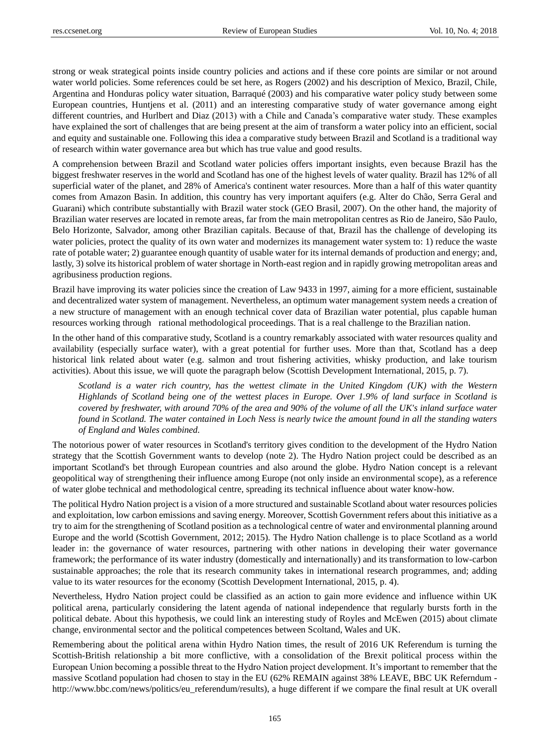strong or weak strategical points inside country policies and actions and if these core points are similar or not around water world policies. Some references could be set here, as Rogers (2002) and his description of Mexico, Brazil, Chile, Argentina and Honduras policy water situation, Barraqué (2003) and his comparative water policy study between some European countries, Huntjens et al. (2011) and an interesting comparative study of water governance among eight different countries, and Hurlbert and Diaz (2013) with a Chile and Canada's comparative water study. These examples have explained the sort of challenges that are being present at the aim of transform a water policy into an efficient, social and equity and sustainable one. Following this idea a comparative study between Brazil and Scotland is a traditional way of research within water governance area but which has true value and good results.

A comprehension between Brazil and Scotland water policies offers important insights, even because Brazil has the biggest freshwater reserves in the world and Scotland has one of the highest levels of water quality. Brazil has 12% of all superficial water of the planet, and 28% of America's continent water resources. More than a half of this water quantity comes from Amazon Basin. In addition, this country has very important aquifers (e.g. Alter do Chão, Serra Geral and Guarani) which contribute substantially with Brazil water stock (GEO Brasil, 2007). On the other hand, the majority of Brazilian water reserves are located in remote areas, far from the main metropolitan centres as Rio de Janeiro, São Paulo, Belo Horizonte, Salvador, among other Brazilian capitals. Because of that, Brazil has the challenge of developing its water policies, protect the quality of its own water and modernizes its management water system to: 1) reduce the waste rate of potable water; 2) guarantee enough quantity of usable water for its internal demands of production and energy; and, lastly, 3) solve its historical problem of water shortage in North-east region and in rapidly growing metropolitan areas and agribusiness production regions.

Brazil have improving its water policies since the creation of Law 9433 in 1997, aiming for a more efficient, sustainable and decentralized water system of management. Nevertheless, an optimum water management system needs a creation of a new structure of management with an enough technical cover data of Brazilian water potential, plus capable human resources working through rational methodological proceedings. That is a real challenge to the Brazilian nation.

In the other hand of this comparative study, Scotland is a country remarkably associated with water resources quality and availability (especially surface water), with a great potential for further uses. More than that, Scotland has a deep historical link related about water (e.g. salmon and trout fishering activities, whisky production, and lake tourism activities). About this issue, we will quote the paragraph below (Scottish Development International, 2015, p. 7).

> *Scotland is a water rich country, has the wettest climate in the United Kingdom (UK) with the Western Highlands of Scotland being one of the wettest places in Europe. Over 1.9% of land surface in Scotland is covered by freshwater, with around 70% of the area and 90% of the volume of all the UK's inland surface water found in Scotland. The water contained in Loch Ness is nearly twice the amount found in all the standing waters of England and Wales combined.*

The notorious power of water resources in Scotland's territory gives condition to the development of the Hydro Nation strategy that the Scottish Government wants to develop (note 2). The Hydro Nation project could be described as an important Scotland's bet through European countries and also around the globe. Hydro Nation concept is a relevant geopolitical way of strengthening their influence among Europe (not only inside an environmental scope), as a reference of water globe technical and methodological centre, spreading its technical influence about water know-how.

The political Hydro Nation project is a vision of a more structured and sustainable Scotland about water resources policies and exploitation, low carbon emissions and saving energy. Moreover, Scottish Government refers about this initiative as a try to aim for the strengthening of Scotland position as a technological centre of water and environmental planning around Europe and the world (Scottish Government, 2012; 2015). The Hydro Nation challenge is to place Scotland as a world leader in: the governance of water resources, partnering with other nations in developing their water governance framework; the performance of its water industry (domestically and internationally) and its transformation to low-carbon sustainable approaches; the role that its research community takes in international research programmes, and; adding value to its water resources for the economy (Scottish Development International, 2015, p. 4).

Nevertheless, Hydro Nation project could be classified as an action to gain more evidence and influence within UK political arena, particularly considering the latent agenda of national independence that regularly bursts forth in the political debate. About this hypothesis, we could link an interesting study of Royles and McEwen (2015) about climate change, environmental sector and the political competences between Scoltand, Wales and UK.

Remembering about the political arena within Hydro Nation times, the result of 2016 UK Referendum is turning the Scottish-British relationship a bit more conflictive, with a consolidation of the Brexit political process within the European Union becoming a possible threat to the Hydro Nation project development. It's important to remember that the massive Scotland population had chosen to stay in the EU (62% REMAIN against 38% LEAVE, BBC UK Referndum - http://www.bbc.com/news/politics/eu_referendum/results), a huge different if we compare the final result at UK overall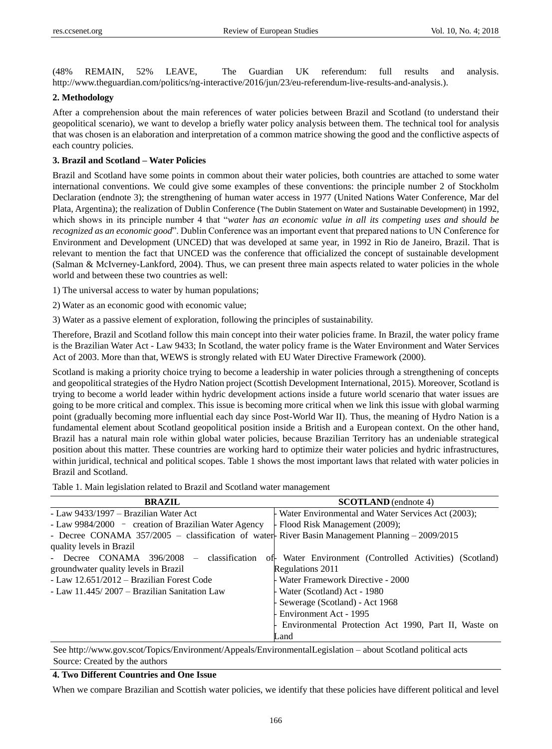(48% REMAIN, 52% LEAVE, The Guardian UK referendum: full results and analysis. http://www.theguardian.com/politics/ng-interactive/2016/jun/23/eu-referendum-live-results-and-analysis.).

## 2. Methodology

After a comprehension about the main references of water policies between Brazil and Scotland (to understand their geopolitical scenario), we want to develop a briefly water policy analysis between them. The technical tool for analysis that was chosen is an elaboration and interpretation of a common matrice showing the good and the conflictive aspects of each country policies.

## 3. Brazil and Scotland – Water Policies

Brazil and Scotland have some points in common about their water policies, both countries are attached to some water international conventions. We could give some examples of these conventions: the principle number 2 of Stockholm Declaration (endnote 3); the strengthening of human water access in 1977 (United Nations Water Conference, Mar del Plata, Argentina); the realization of Dublin Conference (The Dublin Statement on Water and Sustainable Development) in 1992, which shows in its principle number 4 that "*water has an economic value in all its competing uses and should be recognized as an economic good*". Dublin Conference was an important event that prepared nations to UN Conference for Environment and Development (UNCED) that was developed at same year, in 1992 in Rio de Janeiro, Brazil. That is relevant to mention the fact that UNCED was the conference that officialized the concept of sustainable development (Salman & McIverney-Lankford, 2004). Thus, we can present three main aspects related to water policies in the whole world and between these two countries as well:

1) The universal access to water by human populations;

2) Water as an economic good with economic value;

3) Water as a passive element of exploration, following the principles of sustainability.

Therefore, Brazil and Scotland follow this main concept into their water policies frame. In Brazil, the water policy frame is the Brazilian Water Act - Law 9433; In Scotland, the water policy frame is the Water Environment and Water Services Act of 2003. More than that, WEWS is strongly related with EU Water Directive Framework (2000).

Scotland is making a priority choice trying to become a leadership in water policies through a strengthening of concepts and geopolitical strategies of the Hydro Nation project (Scottish Development International, 2015). Moreover, Scotland is trying to become a world leader within hydric development actions inside a future world scenario that water issues are going to be more critical and complex. This issue is becoming more critical when we link this issue with global warming point (gradually becoming more influential each day since Post-World War II). Thus, the meaning of Hydro Nation is a fundamental element about Scotland geopolitical position inside a British and a European context. On the other hand, Brazil has a natural main role within global water policies, because Brazilian Territory has an undeniable strategical position about this matter. These countries are working hard to optimize their water policies and hydric infrastructures, within juridical, technical and political scopes. Table 1 shows the most important laws that related with water policies in Brazil and Scotland.

Table 1. Main legislation related to Brazil and Scotland water management

| **BRAZIL** | **SCOTLAND** (endnote 4) |
|---|---|
| - Law 9433/1997 – Brazilian Water Act | - Water Environmental and Water Services Act (2003); |
| - Law 9984/2000 – creation of Brazilian Water Agency | - Flood Risk Management (2009); |
| - Decree CONAMA 357/2005 – classification of water quality levels in Brazil | - River Basin Management Planning – 2009/2015 |
| - Decree CONAMA 396/2008 – classification of groundwater quality levels in Brazil | - Water Environment (Controlled Activities) (Scotland) Regulations 2011 |
| - Law 12.651/2012 – Brazilian Forest Code | - Water Framework Directive - 2000 |
| - Law 11.445/ 2007 – Brazilian Sanitation Law | - Water (Scotland) Act - 1980 |
| | - Sewerage (Scotland) - Act 1968 |
| | - Environment Act - 1995 |
| | - Environmental Protection Act 1990, Part II, Waste on Land |

See http://www.gov.scot/Topics/Environment/Appeals/EnvironmentalLegislation – about Scotland political acts

Source: Created by the authors

## 4. Two Different Countries and One Issue

When we compare Brazilian and Scottish water policies, we identify that these policies have different political and level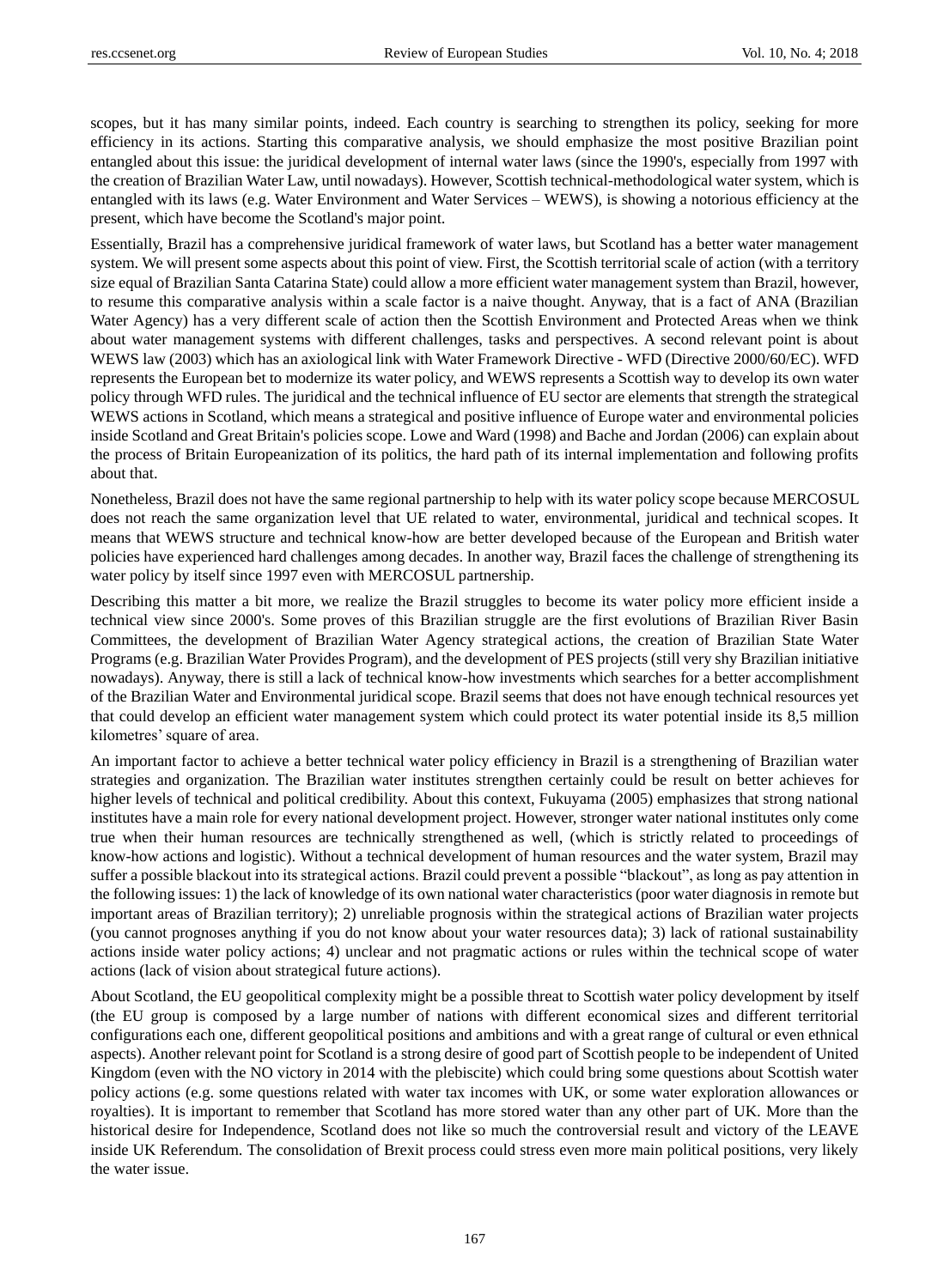scopes, but it has many similar points, indeed. Each country is searching to strengthen its policy, seeking for more efficiency in its actions. Starting this comparative analysis, we should emphasize the most positive Brazilian point entangled about this issue: the juridical development of internal water laws (since the 1990's, especially from 1997 with the creation of Brazilian Water Law, until nowadays). However, Scottish technical-methodological water system, which is entangled with its laws (e.g. Water Environment and Water Services – WEWS), is showing a notorious efficiency at the present, which have become the Scotland's major point.

Essentially, Brazil has a comprehensive juridical framework of water laws, but Scotland has a better water management system. We will present some aspects about this point of view. First, the Scottish territorial scale of action (with a territory size equal of Brazilian Santa Catarina State) could allow a more efficient water management system than Brazil, however, to resume this comparative analysis within a scale factor is a naive thought. Anyway, that is a fact of ANA (Brazilian Water Agency) has a very different scale of action then the Scottish Environment and Protected Areas when we think about water management systems with different challenges, tasks and perspectives. A second relevant point is about WEWS law (2003) which has an axiological link with Water Framework Directive - WFD (Directive 2000/60/EC). WFD represents the European bet to modernize its water policy, and WEWS represents a Scottish way to develop its own water policy through WFD rules. The juridical and the technical influence of EU sector are elements that strength the strategical WEWS actions in Scotland, which means a strategical and positive influence of Europe water and environmental policies inside Scotland and Great Britain's policies scope. Lowe and Ward (1998) and Bache and Jordan (2006) can explain about the process of Britain Europeanization of its politics, the hard path of its internal implementation and following profits about that.

Nonetheless, Brazil does not have the same regional partnership to help with its water policy scope because MERCOSUL does not reach the same organization level that UE related to water, environmental, juridical and technical scopes. It means that WEWS structure and technical know-how are better developed because of the European and British water policies have experienced hard challenges among decades. In another way, Brazil faces the challenge of strengthening its water policy by itself since 1997 even with MERCOSUL partnership.

Describing this matter a bit more, we realize the Brazil struggles to become its water policy more efficient inside a technical view since 2000's. Some proves of this Brazilian struggle are the first evolutions of Brazilian River Basin Committees, the development of Brazilian Water Agency strategical actions, the creation of Brazilian State Water Programs (e.g. Brazilian Water Provides Program), and the development of PES projects (still very shy Brazilian initiative nowadays). Anyway, there is still a lack of technical know-how investments which searches for a better accomplishment of the Brazilian Water and Environmental juridical scope. Brazil seems that does not have enough technical resources yet that could develop an efficient water management system which could protect its water potential inside its 8,5 million kilometres' square of area.

An important factor to achieve a better technical water policy efficiency in Brazil is a strengthening of Brazilian water strategies and organization. The Brazilian water institutes strengthen certainly could be result on better achieves for higher levels of technical and political credibility. About this context, Fukuyama (2005) emphasizes that strong national institutes have a main role for every national development project. However, stronger water national institutes only come true when their human resources are technically strengthened as well, (which is strictly related to proceedings of know-how actions and logistic). Without a technical development of human resources and the water system, Brazil may suffer a possible blackout into its strategical actions. Brazil could prevent a possible "blackout", as long as pay attention in the following issues: 1) the lack of knowledge of its own national water characteristics (poor water diagnosis in remote but important areas of Brazilian territory); 2) unreliable prognosis within the strategical actions of Brazilian water projects (you cannot prognoses anything if you do not know about your water resources data); 3) lack of rational sustainability actions inside water policy actions; 4) unclear and not pragmatic actions or rules within the technical scope of water actions (lack of vision about strategical future actions).

About Scotland, the EU geopolitical complexity might be a possible threat to Scottish water policy development by itself (the EU group is composed by a large number of nations with different economical sizes and different territorial configurations each one, different geopolitical positions and ambitions and with a great range of cultural or even ethnical aspects). Another relevant point for Scotland is a strong desire of good part of Scottish people to be independent of United Kingdom (even with the NO victory in 2014 with the plebiscite) which could bring some questions about Scottish water policy actions (e.g. some questions related with water tax incomes with UK, or some water exploration allowances or royalties). It is important to remember that Scotland has more stored water than any other part of UK. More than the historical desire for Independence, Scotland does not like so much the controversial result and victory of the LEAVE inside UK Referendum. The consolidation of Brexit process could stress even more main political positions, very likely the water issue.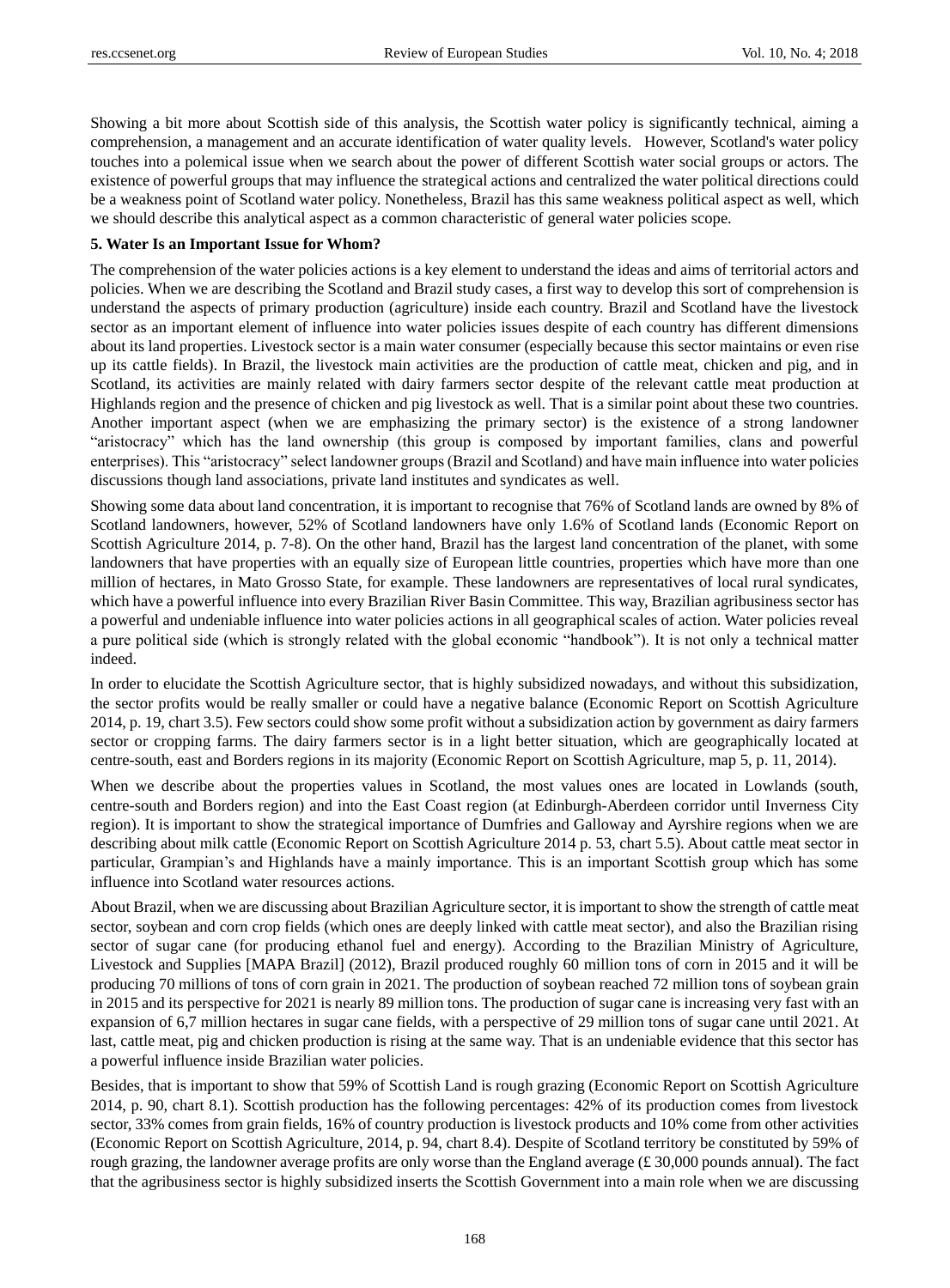Showing a bit more about Scottish side of this analysis, the Scottish water policy is significantly technical, aiming a comprehension, a management and an accurate identification of water quality levels. However, Scotland's water policy touches into a polemical issue when we search about the power of different Scottish water social groups or actors. The existence of powerful groups that may influence the strategical actions and centralized the water political directions could be a weakness point of Scotland water policy. Nonetheless, Brazil has this same weakness political aspect as well, which we should describe this analytical aspect as a common characteristic of general water policies scope.

### 5. Water Is an Important Issue for Whom?

The comprehension of the water policies actions is a key element to understand the ideas and aims of territorial actors and policies. When we are describing the Scotland and Brazil study cases, a first way to develop this sort of comprehension is understand the aspects of primary production (agriculture) inside each country. Brazil and Scotland have the livestock sector as an important element of influence into water policies issues despite of each country has different dimensions about its land properties. Livestock sector is a main water consumer (especially because this sector maintains or even rise up its cattle fields). In Brazil, the livestock main activities are the production of cattle meat, chicken and pig, and in Scotland, its activities are mainly related with dairy farmers sector despite of the relevant cattle meat production at Highlands region and the presence of chicken and pig livestock as well. That is a similar point about these two countries. Another important aspect (when we are emphasizing the primary sector) is the existence of a strong landowner "aristocracy" which has the land ownership (this group is composed by important families, clans and powerful enterprises). This "aristocracy" select landowner groups (Brazil and Scotland) and have main influence into water policies discussions though land associations, private land institutes and syndicates as well.

Showing some data about land concentration, it is important to recognise that 76% of Scotland lands are owned by 8% of Scotland landowners, however, 52% of Scotland landowners have only 1.6% of Scotland lands (Economic Report on Scottish Agriculture 2014, p. 7-8). On the other hand, Brazil has the largest land concentration of the planet, with some landowners that have properties with an equally size of European little countries, properties which have more than one million of hectares, in Mato Grosso State, for example. These landowners are representatives of local rural syndicates, which have a powerful influence into every Brazilian River Basin Committee. This way, Brazilian agribusiness sector has a powerful and undeniable influence into water policies actions in all geographical scales of action. Water policies reveal a pure political side (which is strongly related with the global economic "handbook"). It is not only a technical matter indeed.

In order to elucidate the Scottish Agriculture sector, that is highly subsidized nowadays, and without this subsidization, the sector profits would be really smaller or could have a negative balance (Economic Report on Scottish Agriculture 2014, p. 19, chart 3.5). Few sectors could show some profit without a subsidization action by government as dairy farmers sector or cropping farms. The dairy farmers sector is in a light better situation, which are geographically located at centre-south, east and Borders regions in its majority (Economic Report on Scottish Agriculture, map 5, p. 11, 2014).

When we describe about the properties values in Scotland, the most values ones are located in Lowlands (south, centre-south and Borders region) and into the East Coast region (at Edinburgh-Aberdeen corridor until Inverness City region). It is important to show the strategical importance of Dumfries and Galloway and Ayrshire regions when we are describing about milk cattle (Economic Report on Scottish Agriculture 2014 p. 53, chart 5.5). About cattle meat sector in particular, Grampian's and Highlands have a mainly importance. This is an important Scottish group which has some influence into Scotland water resources actions.

About Brazil, when we are discussing about Brazilian Agriculture sector, it is important to show the strength of cattle meat sector, soybean and corn crop fields (which ones are deeply linked with cattle meat sector), and also the Brazilian rising sector of sugar cane (for producing ethanol fuel and energy). According to the Brazilian Ministry of Agriculture, Livestock and Supplies [MAPA Brazil] (2012), Brazil produced roughly 60 million tons of corn in 2015 and it will be producing 70 millions of tons of corn grain in 2021. The production of soybean reached 72 million tons of soybean grain in 2015 and its perspective for 2021 is nearly 89 million tons. The production of sugar cane is increasing very fast with an expansion of 6,7 million hectares in sugar cane fields, with a perspective of 29 million tons of sugar cane until 2021. At last, cattle meat, pig and chicken production is rising at the same way. That is an undeniable evidence that this sector has a powerful influence inside Brazilian water policies.

Besides, that is important to show that 59% of Scottish Land is rough grazing (Economic Report on Scottish Agriculture 2014, p. 90, chart 8.1). Scottish production has the following percentages: 42% of its production comes from livestock sector, 33% comes from grain fields, 16% of country production is livestock products and 10% come from other activities (Economic Report on Scottish Agriculture, 2014, p. 94, chart 8.4). Despite of Scotland territory be constituted by 59% of rough grazing, the landowner average profits are only worse than the England average (£ 30,000 pounds annual). The fact that the agribusiness sector is highly subsidized inserts the Scottish Government into a main role when we are discussing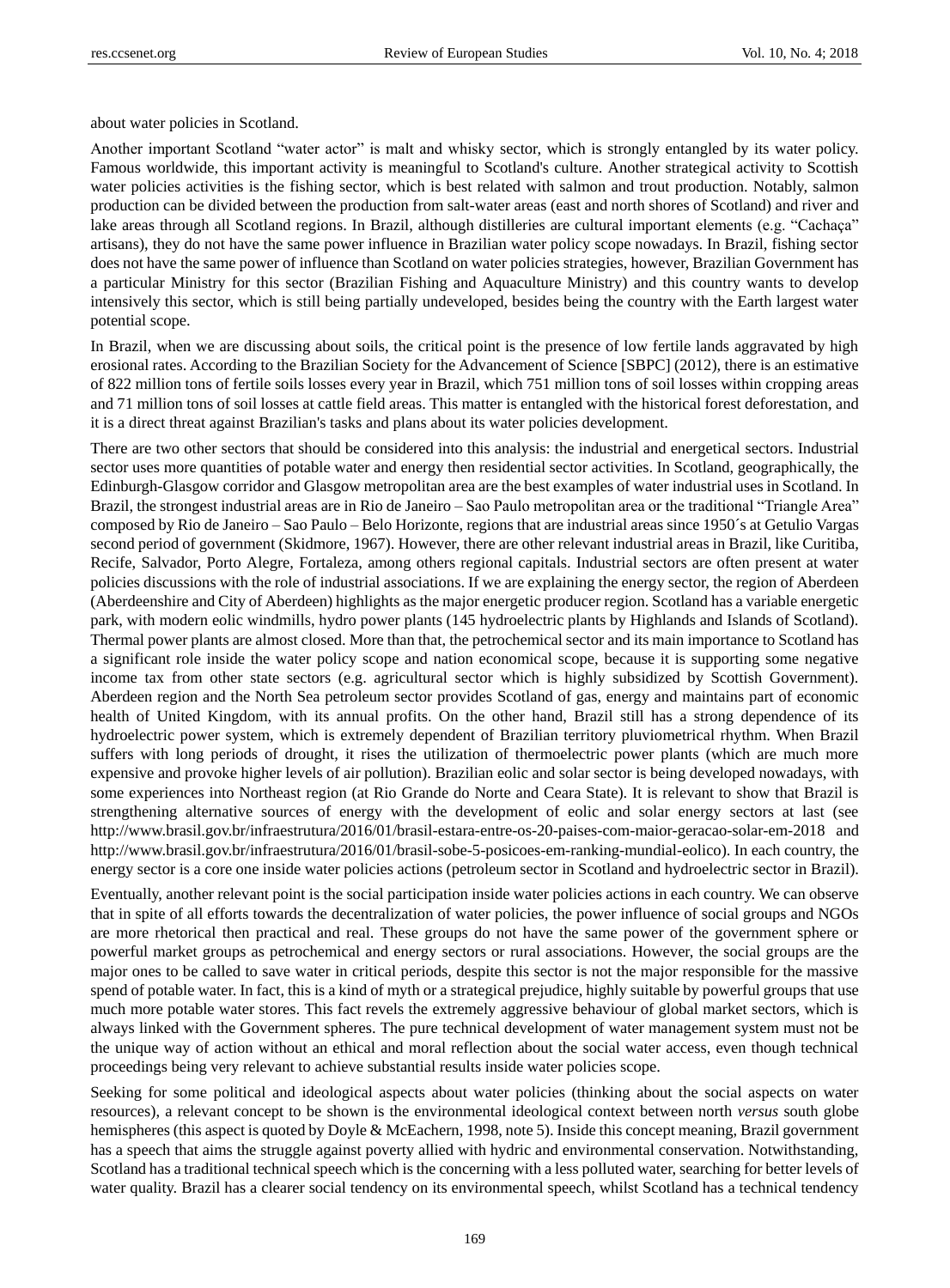about water policies in Scotland.

Another important Scotland "water actor" is malt and whisky sector, which is strongly entangled by its water policy. Famous worldwide, this important activity is meaningful to Scotland's culture. Another strategical activity to Scottish water policies activities is the fishing sector, which is best related with salmon and trout production. Notably, salmon production can be divided between the production from salt-water areas (east and north shores of Scotland) and river and lake areas through all Scotland regions. In Brazil, although distilleries are cultural important elements (e.g. "Cachaça" artisans), they do not have the same power influence in Brazilian water policy scope nowadays. In Brazil, fishing sector does not have the same power of influence than Scotland on water policies strategies, however, Brazilian Government has a particular Ministry for this sector (Brazilian Fishing and Aquaculture Ministry) and this country wants to develop intensively this sector, which is still being partially undeveloped, besides being the country with the Earth largest water potential scope.

In Brazil, when we are discussing about soils, the critical point is the presence of low fertile lands aggravated by high erosional rates. According to the Brazilian Society for the Advancement of Science [SBPC] (2012), there is an estimative of 822 million tons of fertile soils losses every year in Brazil, which 751 million tons of soil losses within cropping areas and 71 million tons of soil losses at cattle field areas. This matter is entangled with the historical forest deforestation, and it is a direct threat against Brazilian's tasks and plans about its water policies development.

There are two other sectors that should be considered into this analysis: the industrial and energetical sectors. Industrial sector uses more quantities of potable water and energy then residential sector activities. In Scotland, geographically, the Edinburgh-Glasgow corridor and Glasgow metropolitan area are the best examples of water industrial uses in Scotland. In Brazil, the strongest industrial areas are in Rio de Janeiro – Sao Paulo metropolitan area or the traditional "Triangle Area" composed by Rio de Janeiro – Sao Paulo – Belo Horizonte, regions that are industrial areas since 1950´s at Getulio Vargas second period of government (Skidmore, 1967). However, there are other relevant industrial areas in Brazil, like Curitiba, Recife, Salvador, Porto Alegre, Fortaleza, among others regional capitals. Industrial sectors are often present at water policies discussions with the role of industrial associations. If we are explaining the energy sector, the region of Aberdeen (Aberdeenshire and City of Aberdeen) highlights as the major energetic producer region. Scotland has a variable energetic park, with modern eolic windmills, hydro power plants (145 hydroelectric plants by Highlands and Islands of Scotland). Thermal power plants are almost closed. More than that, the petrochemical sector and its main importance to Scotland has a significant role inside the water policy scope and nation economical scope, because it is supporting some negative income tax from other state sectors (e.g. agricultural sector which is highly subsidized by Scottish Government). Aberdeen region and the North Sea petroleum sector provides Scotland of gas, energy and maintains part of economic health of United Kingdom, with its annual profits. On the other hand, Brazil still has a strong dependence of its hydroelectric power system, which is extremely dependent of Brazilian territory pluviometrical rhythm. When Brazil suffers with long periods of drought, it rises the utilization of thermoelectric power plants (which are much more expensive and provoke higher levels of air pollution). Brazilian eolic and solar sector is being developed nowadays, with some experiences into Northeast region (at Rio Grande do Norte and Ceara State). It is relevant to show that Brazil is strengthening alternative sources of energy with the development of eolic and solar energy sectors at last (see http://www.brasil.gov.br/infraestrutura/2016/01/brasil-estara-entre-os-20-paises-com-maior-geracao-solar-em-2018 and http://www.brasil.gov.br/infraestrutura/2016/01/brasil-sobe-5-posicoes-em-ranking-mundial-eolico). In each country, the energy sector is a core one inside water policies actions (petroleum sector in Scotland and hydroelectric sector in Brazil).

Eventually, another relevant point is the social participation inside water policies actions in each country. We can observe that in spite of all efforts towards the decentralization of water policies, the power influence of social groups and NGOs are more rhetorical then practical and real. These groups do not have the same power of the government sphere or powerful market groups as petrochemical and energy sectors or rural associations. However, the social groups are the major ones to be called to save water in critical periods, despite this sector is not the major responsible for the massive spend of potable water. In fact, this is a kind of myth or a strategical prejudice, highly suitable by powerful groups that use much more potable water stores. This fact revels the extremely aggressive behaviour of global market sectors, which is always linked with the Government spheres. The pure technical development of water management system must not be the unique way of action without an ethical and moral reflection about the social water access, even though technical proceedings being very relevant to achieve substantial results inside water policies scope.

Seeking for some political and ideological aspects about water policies (thinking about the social aspects on water resources), a relevant concept to be shown is the environmental ideological context between north *versus* south globe hemispheres (this aspect is quoted by Doyle & McEachern, 1998, note 5). Inside this concept meaning, Brazil government has a speech that aims the struggle against poverty allied with hydric and environmental conservation. Notwithstanding, Scotland has a traditional technical speech which is the concerning with a less polluted water, searching for better levels of water quality. Brazil has a clearer social tendency on its environmental speech, whilst Scotland has a technical tendency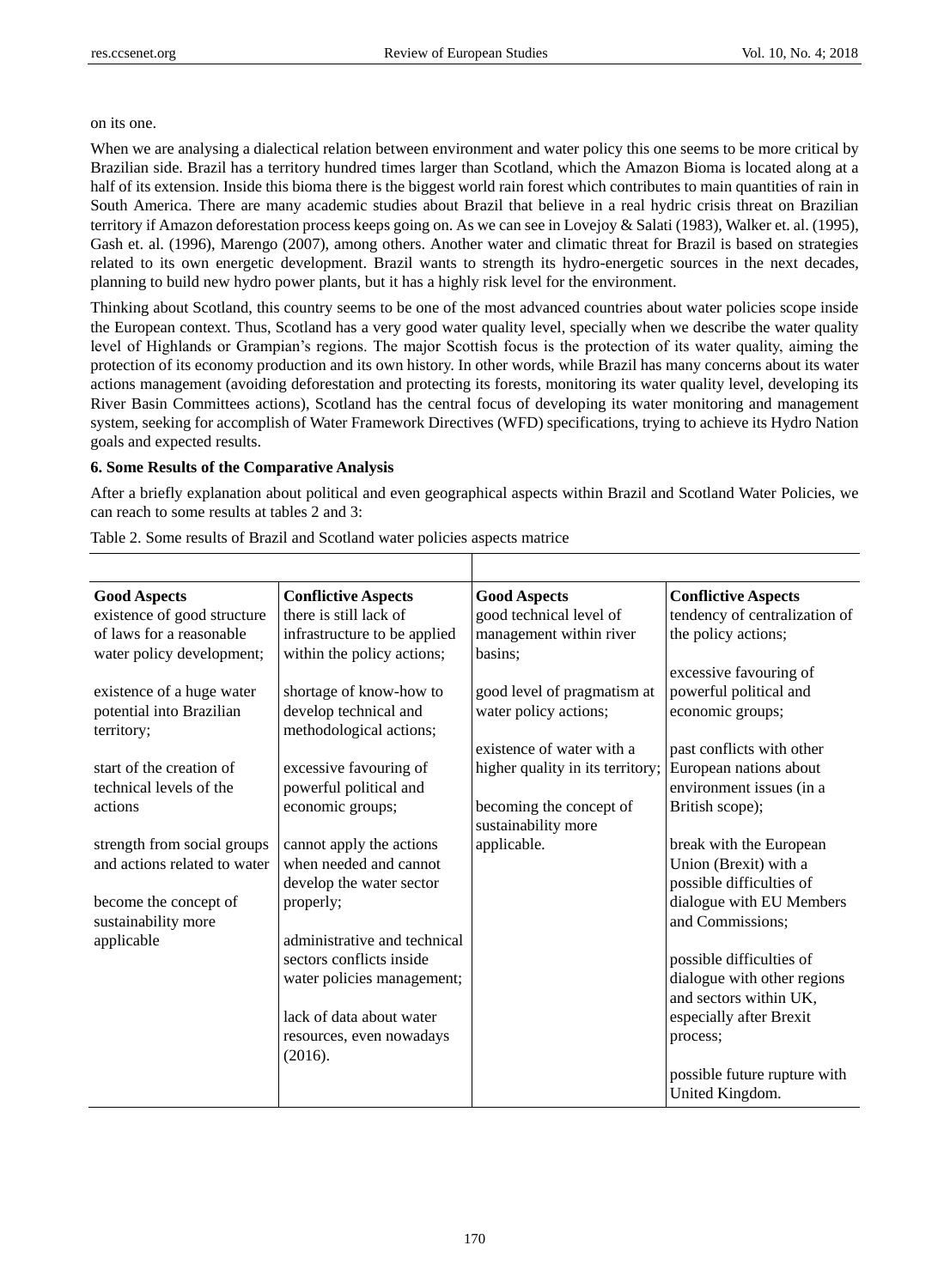on its one.

When we are analysing a dialectical relation between environment and water policy this one seems to be more critical by Brazilian side. Brazil has a territory hundred times larger than Scotland, which the Amazon Bioma is located along at a half of its extension. Inside this bioma there is the biggest world rain forest which contributes to main quantities of rain in South America. There are many academic studies about Brazil that believe in a real hydric crisis threat on Brazilian territory if Amazon deforestation process keeps going on. As we can see in Lovejoy & Salati (1983), Walker et. al. (1995), Gash et. al. (1996), Marengo (2007), among others. Another water and climatic threat for Brazil is based on strategies related to its own energetic development. Brazil wants to strength its hydro-energetic sources in the next decades, planning to build new hydro power plants, but it has a highly risk level for the environment.

Thinking about Scotland, this country seems to be one of the most advanced countries about water policies scope inside the European context. Thus, Scotland has a very good water quality level, specially when we describe the water quality level of Highlands or Grampian's regions. The major Scottish focus is the protection of its water quality, aiming the protection of its economy production and its own history. In other words, while Brazil has many concerns about its water actions management (avoiding deforestation and protecting its forests, monitoring its water quality level, developing its River Basin Committees actions), Scotland has the central focus of developing its water monitoring and management system, seeking for accomplish of Water Framework Directives (WFD) specifications, trying to achieve its Hydro Nation goals and expected results.

**6. Some Results of the Comparative Analysis**

After a briefly explanation about political and even geographical aspects within Brazil and Scotland Water Policies, we can reach to some results at tables 2 and 3:

Table 2. Some results of Brazil and Scotland water policies aspects matrice

| | | | |
|---|---|---|---|
| **Good Aspects** | **Conflictive Aspects** | **Good Aspects** | **Conflictive Aspects** |
| existence of good structure of laws for a reasonable water policy development;<br><br>existence of a huge water potential into Brazilian territory;<br><br>start of the creation of technical levels of the actions<br><br>strength from social groups and actions related to water<br><br>become the concept of sustainability more applicable | there is still lack of infrastructure to be applied within the policy actions;<br><br>shortage of know-how to develop technical and methodological actions;<br><br>excessive favouring of powerful political and economic groups;<br><br>cannot apply the actions when needed and cannot develop the water sector properly;<br><br>administrative and technical sectors conflicts inside water policies management;<br><br>lack of data about water resources, even nowadays (2016). | good technical level of management within river basins;<br><br>good level of pragmatism at water policy actions;<br><br>existence of water with a higher quality in its territory;<br><br>becoming the concept of sustainability more applicable. | tendency of centralization of the policy actions;<br><br>excessive favouring of powerful political and economic groups;<br><br>past conflicts with other European nations about environment issues (in a British scope);<br><br>break with the European Union (Brexit) with a possible difficulties of dialogue with EU Members and Commissions;<br><br>possible difficulties of dialogue with other regions and sectors within UK, especially after Brexit process;<br><br>possible future rupture with United Kingdom. |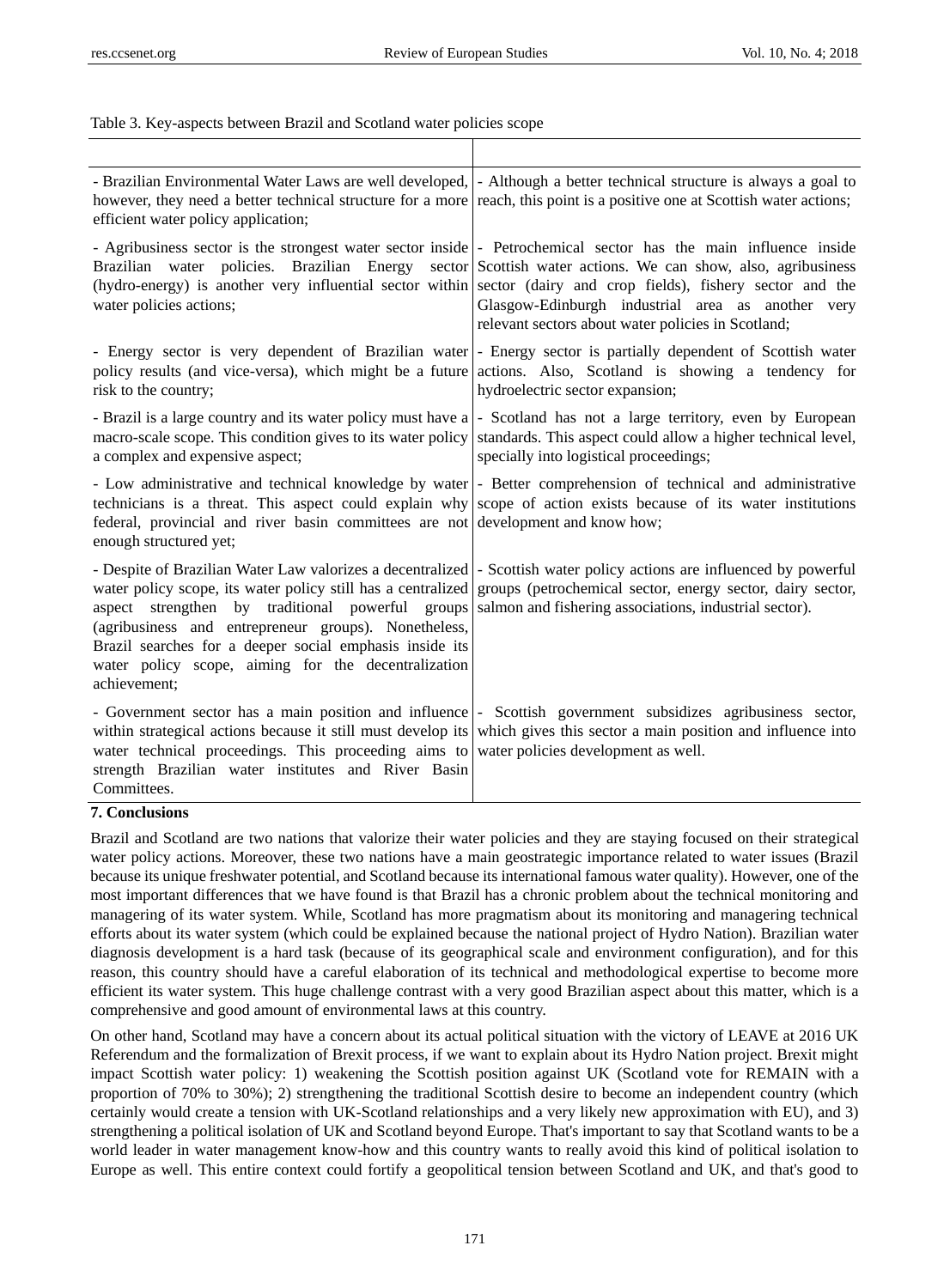Table 3. Key-aspects between Brazil and Scotland water policies scope

| | |
|---|---|
| - Brazilian Environmental Water Laws are well developed, however, they need a better technical structure for a more efficient water policy application; | - Although a better technical structure is always a goal to reach, this point is a positive one at Scottish water actions; |
| - Agribusiness sector is the strongest water sector inside Brazilian water policies. Brazilian Energy sector (hydro-energy) is another very influential sector within water policies actions; | - Petrochemical sector has the main influence inside Scottish water actions. We can show, also, agribusiness sector (dairy and crop fields), fishery sector and the Glasgow-Edinburgh industrial area as another very relevant sectors about water policies in Scotland; |
| - Energy sector is very dependent of Brazilian water policy results (and vice-versa), which might be a future risk to the country; | - Energy sector is partially dependent of Scottish water actions. Also, Scotland is showing a tendency for hydroelectric sector expansion; |
| - Brazil is a large country and its water policy must have a macro-scale scope. This condition gives to its water policy a complex and expensive aspect; | - Scotland has not a large territory, even by European standards. This aspect could allow a higher technical level, specially into logistical proceedings; |
| - Low administrative and technical knowledge by water technicians is a threat. This aspect could explain why federal, provincial and river basin committees are not enough structured yet; | - Better comprehension of technical and administrative scope of action exists because of its water institutions development and know how; |
| - Despite of Brazilian Water Law valorizes a decentralized water policy scope, its water policy still has a centralized aspect strengthen by traditional powerful groups (agribusiness and entrepreneur groups). Nonetheless, Brazil searches for a deeper social emphasis inside its water policy scope, aiming for the decentralization achievement; | - Scottish water policy actions are influenced by powerful groups (petrochemical sector, energy sector, dairy sector, salmon and fishering associations, industrial sector). |
| - Government sector has a main position and influence within strategical actions because it still must develop its water technical proceedings. This proceeding aims to strength Brazilian water institutes and River Basin Committees. | - Scottish government subsidizes agribusiness sector, which gives this sector a main position and influence into water policies development as well. |

## 7. Conclusions

Brazil and Scotland are two nations that valorize their water policies and they are staying focused on their strategical water policy actions. Moreover, these two nations have a main geostrategic importance related to water issues (Brazil because its unique freshwater potential, and Scotland because its international famous water quality). However, one of the most important differences that we have found is that Brazil has a chronic problem about the technical monitoring and managering of its water system. While, Scotland has more pragmatism about its monitoring and managering technical efforts about its water system (which could be explained because the national project of Hydro Nation). Brazilian water diagnosis development is a hard task (because of its geographical scale and environment configuration), and for this reason, this country should have a careful elaboration of its technical and methodological expertise to become more efficient its water system. This huge challenge contrast with a very good Brazilian aspect about this matter, which is a comprehensive and good amount of environmental laws at this country.

On other hand, Scotland may have a concern about its actual political situation with the victory of LEAVE at 2016 UK Referendum and the formalization of Brexit process, if we want to explain about its Hydro Nation project. Brexit might impact Scottish water policy: 1) weakening the Scottish position against UK (Scotland vote for REMAIN with a proportion of 70% to 30%); 2) strengthening the traditional Scottish desire to become an independent country (which certainly would create a tension with UK-Scotland relationships and a very likely new approximation with EU), and 3) strengthening a political isolation of UK and Scotland beyond Europe. That's important to say that Scotland wants to be a world leader in water management know-how and this country wants to really avoid this kind of political isolation to Europe as well. This entire context could fortify a geopolitical tension between Scotland and UK, and that's good to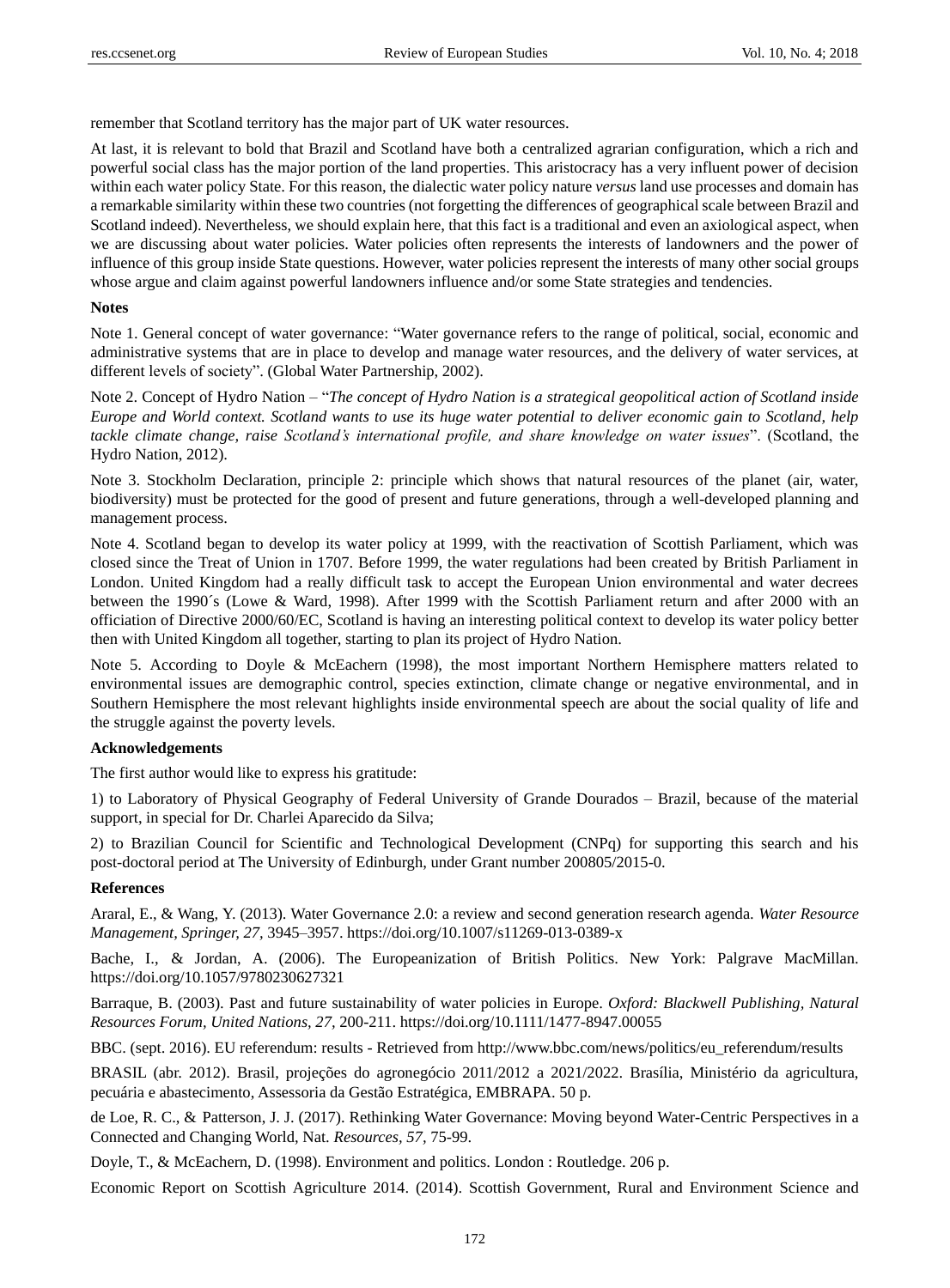remember that Scotland territory has the major part of UK water resources.

At last, it is relevant to bold that Brazil and Scotland have both a centralized agrarian configuration, which a rich and powerful social class has the major portion of the land properties. This aristocracy has a very influent power of decision within each water policy State. For this reason, the dialectic water policy nature *versus* land use processes and domain has a remarkable similarity within these two countries (not forgetting the differences of geographical scale between Brazil and Scotland indeed). Nevertheless, we should explain here, that this fact is a traditional and even an axiological aspect, when we are discussing about water policies. Water policies often represents the interests of landowners and the power of influence of this group inside State questions. However, water policies represent the interests of many other social groups whose argue and claim against powerful landowners influence and/or some State strategies and tendencies.

### Notes

Note 1. General concept of water governance: "Water governance refers to the range of political, social, economic and administrative systems that are in place to develop and manage water resources, and the delivery of water services, at different levels of society". (Global Water Partnership, 2002).

Note 2. Concept of Hydro Nation – "*The concept of Hydro Nation is a strategical geopolitical action of Scotland inside Europe and World context. Scotland wants to use its huge water potential to deliver economic gain to Scotland, help tackle climate change, raise Scotland's international profile, and share knowledge on water issues*". (Scotland, the Hydro Nation, 2012).

Note 3. Stockholm Declaration, principle 2: principle which shows that natural resources of the planet (air, water, biodiversity) must be protected for the good of present and future generations, through a well-developed planning and management process.

Note 4. Scotland began to develop its water policy at 1999, with the reactivation of Scottish Parliament, which was closed since the Treat of Union in 1707. Before 1999, the water regulations had been created by British Parliament in London. United Kingdom had a really difficult task to accept the European Union environmental and water decrees between the 1990´s (Lowe & Ward, 1998). After 1999 with the Scottish Parliament return and after 2000 with an officiation of Directive 2000/60/EC, Scotland is having an interesting political context to develop its water policy better then with United Kingdom all together, starting to plan its project of Hydro Nation.

Note 5. According to Doyle & McEachern (1998), the most important Northern Hemisphere matters related to environmental issues are demographic control, species extinction, climate change or negative environmental, and in Southern Hemisphere the most relevant highlights inside environmental speech are about the social quality of life and the struggle against the poverty levels.

### Acknowledgements

The first author would like to express his gratitude:

1) to Laboratory of Physical Geography of Federal University of Grande Dourados – Brazil, because of the material support, in special for Dr. Charlei Aparecido da Silva;

2) to Brazilian Council for Scientific and Technological Development (CNPq) for supporting this search and his post-doctoral period at The University of Edinburgh, under Grant number 200805/2015-0.

### References

Araral, E., & Wang, Y. (2013). Water Governance 2.0: a review and second generation research agenda. *Water Resource Management, Springer, 27*, 3945–3957. https://doi.org/10.1007/s11269-013-0389-x

Bache, I., & Jordan, A. (2006). The Europeanization of British Politics. New York: Palgrave MacMillan. https://doi.org/10.1057/9780230627321

Barraque, B. (2003). Past and future sustainability of water policies in Europe. *Oxford: Blackwell Publishing, Natural Resources Forum, United Nations, 27*, 200-211. https://doi.org/10.1111/1477-8947.00055

BBC. (sept. 2016). EU referendum: results - Retrieved from http://www.bbc.com/news/politics/eu_referendum/results

BRASIL (abr. 2012). Brasil, projeções do agronegócio 2011/2012 a 2021/2022. Brasília, Ministério da agricultura, pecuária e abastecimento, Assessoria da Gestão Estratégica, EMBRAPA. 50 p.

de Loe, R. C., & Patterson, J. J. (2017). Rethinking Water Governance: Moving beyond Water-Centric Perspectives in a Connected and Changing World, Nat. *Resources, 57*, 75-99.

Doyle, T., & McEachern, D. (1998). Environment and politics. London : Routledge. 206 p.

Economic Report on Scottish Agriculture 2014. (2014). Scottish Government, Rural and Environment Science and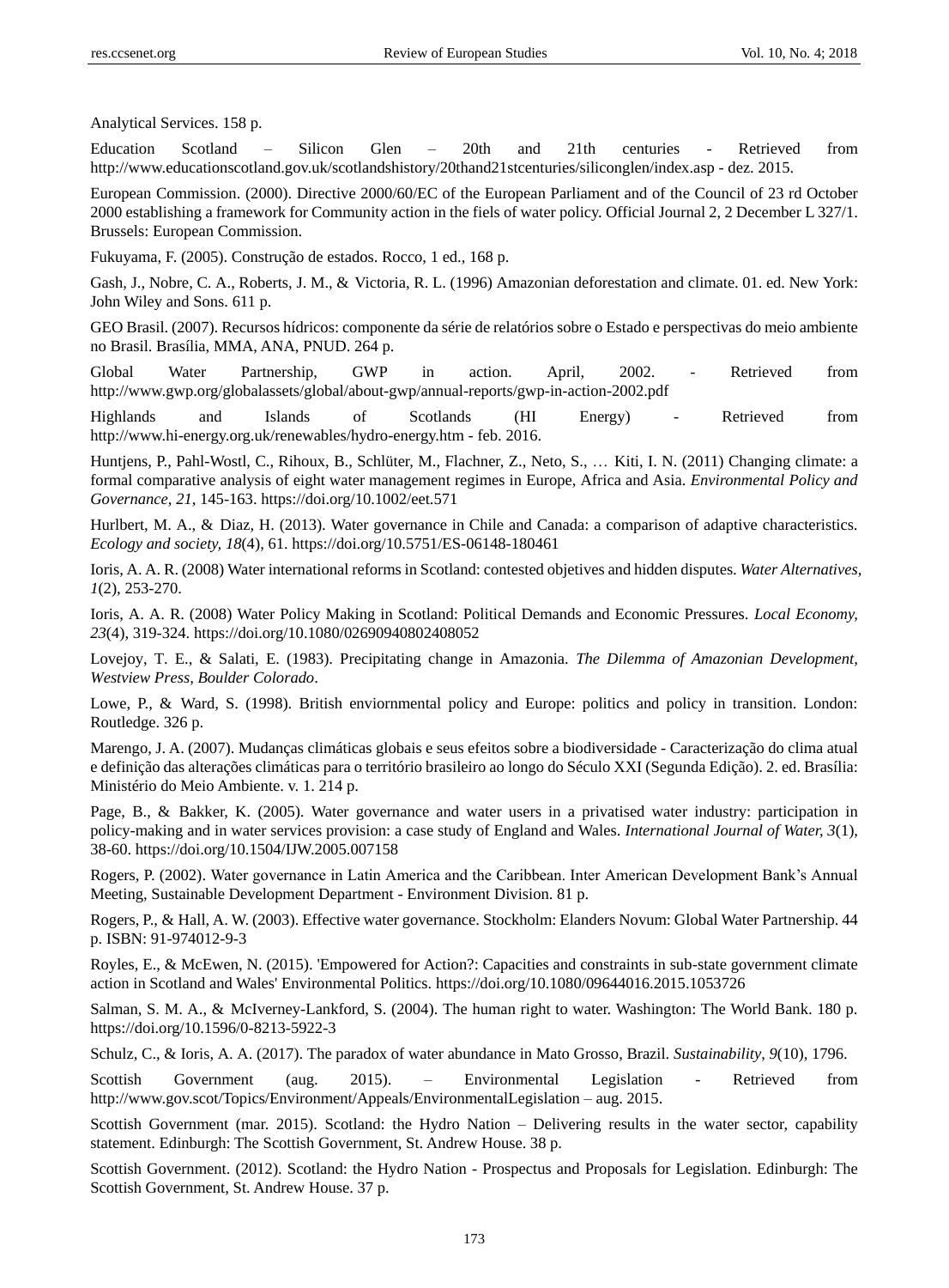Analytical Services. 158 p.

Education Scotland – Silicon Glen – 20th and 21th centuries - Retrieved from http://www.educationscotland.gov.uk/scotlandshistory/20thand21stcenturies/siliconglen/index.asp - dez. 2015.

European Commission. (2000). Directive 2000/60/EC of the European Parliament and of the Council of 23 rd October 2000 establishing a framework for Community action in the fiels of water policy. Official Journal 2, 2 December L 327/1. Brussels: European Commission.

Fukuyama, F. (2005). Construção de estados. Rocco, 1 ed., 168 p.

Gash, J., Nobre, C. A., Roberts, J. M., & Victoria, R. L. (1996) Amazonian deforestation and climate. 01. ed. New York: John Wiley and Sons. 611 p.

GEO Brasil. (2007). Recursos hídricos: componente da série de relatórios sobre o Estado e perspectivas do meio ambiente no Brasil. Brasília, MMA, ANA, PNUD. 264 p.

Global Water Partnership, GWP in action. April, 2002. - Retrieved from http://www.gwp.org/globalassets/global/about-gwp/annual-reports/gwp-in-action-2002.pdf

Highlands and Islands of Scotlands (HI Energy) - Retrieved from http://www.hi-energy.org.uk/renewables/hydro-energy.htm - feb. 2016.

Huntjens, P., Pahl-Wostl, C., Rihoux, B., Schlüter, M., Flachner, Z., Neto, S., … Kiti, I. N. (2011) Changing climate: a formal comparative analysis of eight water management regimes in Europe, Africa and Asia. *Environmental Policy and Governance, 21*, 145-163. https://doi.org/10.1002/eet.571

Hurlbert, M. A., & Diaz, H. (2013). Water governance in Chile and Canada: a comparison of adaptive characteristics. *Ecology and society, 18*(4), 61. https://doi.org/10.5751/ES-06148-180461

Ioris, A. A. R. (2008) Water international reforms in Scotland: contested objetives and hidden disputes. *Water Alternatives, 1*(2), 253-270.

Ioris, A. A. R. (2008) Water Policy Making in Scotland: Political Demands and Economic Pressures. *Local Economy, 23*(4), 319-324. https://doi.org/10.1080/02690940802408052

Lovejoy, T. E., & Salati, E. (1983). Precipitating change in Amazonia. *The Dilemma of Amazonian Development, Westview Press, Boulder Colorado*.

Lowe, P., & Ward, S. (1998). British enviornmental policy and Europe: politics and policy in transition. London: Routledge. 326 p.

Marengo, J. A. (2007). Mudanças climáticas globais e seus efeitos sobre a biodiversidade - Caracterização do clima atual e definição das alterações climáticas para o território brasileiro ao longo do Século XXI (Segunda Edição). 2. ed. Brasília: Ministério do Meio Ambiente. v. 1. 214 p.

Page, B., & Bakker, K. (2005). Water governance and water users in a privatised water industry: participation in policy-making and in water services provision: a case study of England and Wales. *International Journal of Water, 3*(1), 38-60. https://doi.org/10.1504/IJW.2005.007158

Rogers, P. (2002). Water governance in Latin America and the Caribbean. Inter American Development Bank's Annual Meeting, Sustainable Development Department - Environment Division. 81 p.

Rogers, P., & Hall, A. W. (2003). Effective water governance. Stockholm: Elanders Novum: Global Water Partnership. 44 p. ISBN: 91-974012-9-3

Royles, E., & McEwen, N. (2015). 'Empowered for Action?: Capacities and constraints in sub-state government climate action in Scotland and Wales' Environmental Politics. https://doi.org/10.1080/09644016.2015.1053726

Salman, S. M. A., & McIverney-Lankford, S. (2004). The human right to water. Washington: The World Bank. 180 p. https://doi.org/10.1596/0-8213-5922-3

Schulz, C., & Ioris, A. A. (2017). The paradox of water abundance in Mato Grosso, Brazil. *Sustainability, 9*(10), 1796.

Scottish Government (aug. 2015). – Environmental Legislation - Retrieved from http://www.gov.scot/Topics/Environment/Appeals/EnvironmentalLegislation – aug. 2015.

Scottish Government (mar. 2015). Scotland: the Hydro Nation – Delivering results in the water sector, capability statement. Edinburgh: The Scottish Government, St. Andrew House. 38 p.

Scottish Government. (2012). Scotland: the Hydro Nation - Prospectus and Proposals for Legislation. Edinburgh: The Scottish Government, St. Andrew House. 37 p.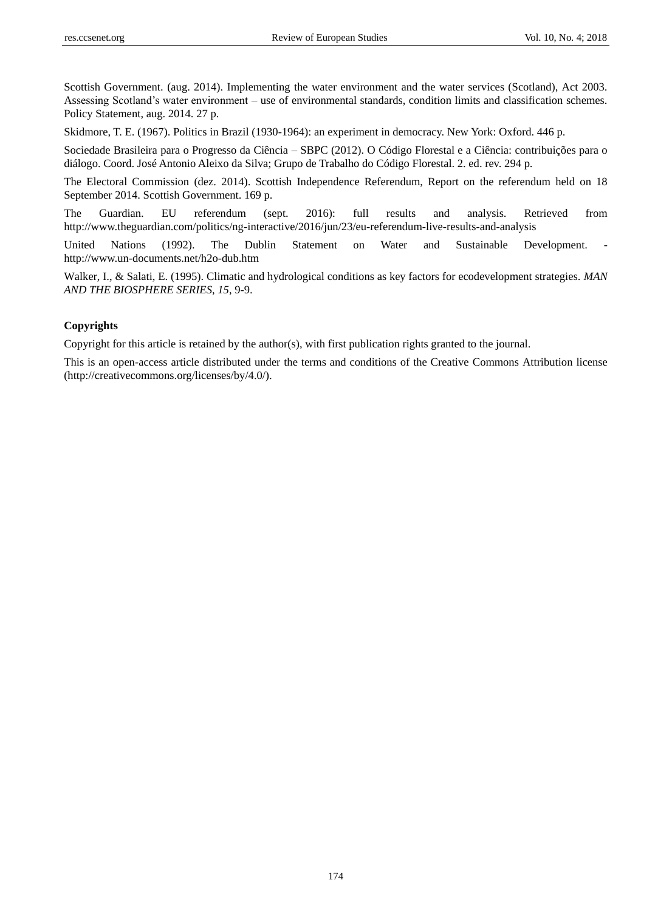Scottish Government. (aug. 2014). Implementing the water environment and the water services (Scotland), Act 2003. Assessing Scotland's water environment – use of environmental standards, condition limits and classification schemes. Policy Statement, aug. 2014. 27 p.

Skidmore, T. E. (1967). Politics in Brazil (1930-1964): an experiment in democracy. New York: Oxford. 446 p.

Sociedade Brasileira para o Progresso da Ciência – SBPC (2012). O Código Florestal e a Ciência: contribuições para o diálogo. Coord. José Antonio Aleixo da Silva; Grupo de Trabalho do Código Florestal. 2. ed. rev. 294 p.

The Electoral Commission (dez. 2014). Scottish Independence Referendum, Report on the referendum held on 18 September 2014. Scottish Government. 169 p.

The Guardian. EU referendum (sept. 2016): full results and analysis. Retrieved from http://www.theguardian.com/politics/ng-interactive/2016/jun/23/eu-referendum-live-results-and-analysis

United Nations (1992). The Dublin Statement on Water and Sustainable Development. - http://www.un-documents.net/h2o-dub.htm

Walker, I., & Salati, E. (1995). Climatic and hydrological conditions as key factors for ecodevelopment strategies. *MAN AND THE BIOSPHERE SERIES*, *15*, 9-9.

**Copyrights**

Copyright for this article is retained by the author(s), with first publication rights granted to the journal.

This is an open-access article distributed under the terms and conditions of the Creative Commons Attribution license (http://creativecommons.org/licenses/by/4.0/).